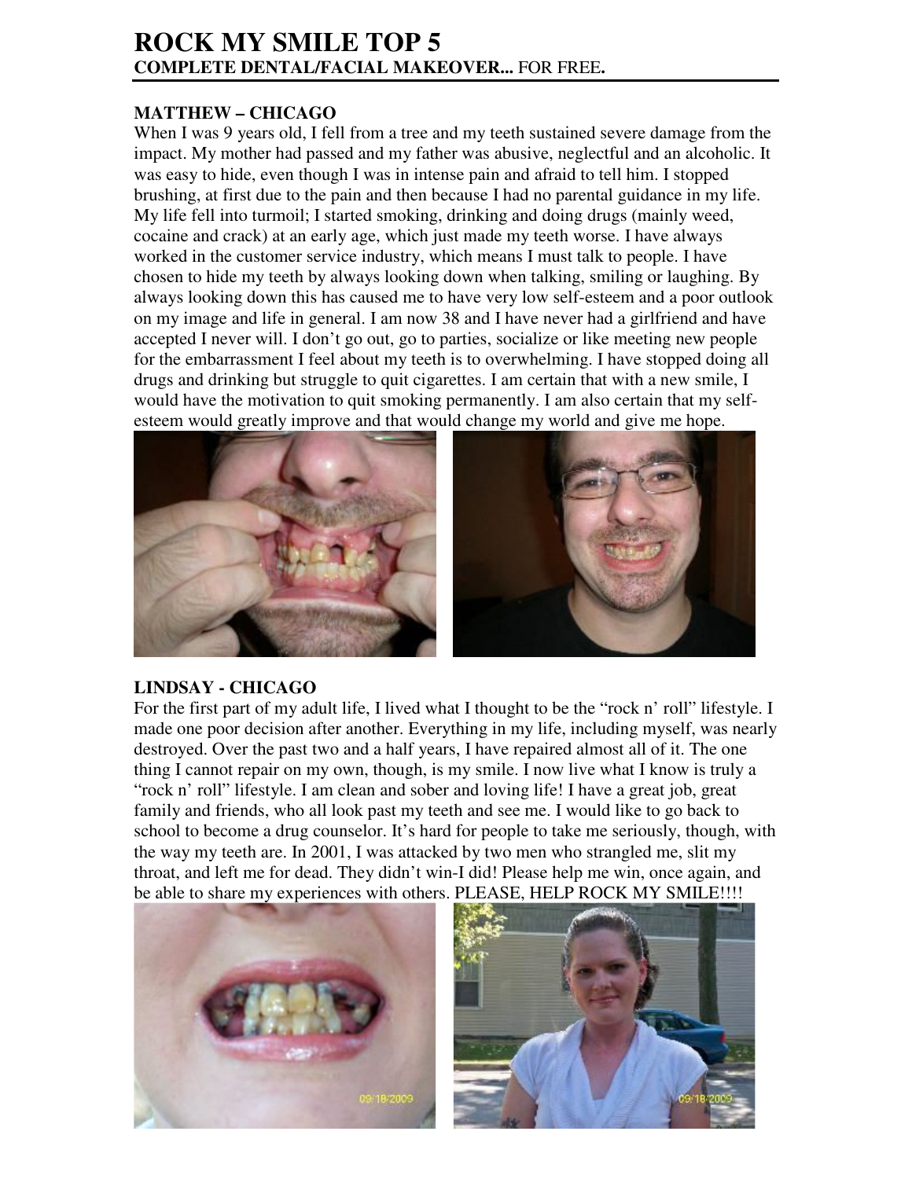# ROCK MY SMILE TOP 5
**COMPLETE DENTAL/FACIAL MAKEOVER...** FOR FREE**.**

**MATTHEW – CHICAGO**

When I was 9 years old, I fell from a tree and my teeth sustained severe damage from the impact. My mother had passed and my father was abusive, neglectful and an alcoholic. It was easy to hide, even though I was in intense pain and afraid to tell him. I stopped brushing, at first due to the pain and then because I had no parental guidance in my life. My life fell into turmoil; I started smoking, drinking and doing drugs (mainly weed, cocaine and crack) at an early age, which just made my teeth worse. I have always worked in the customer service industry, which means I must talk to people. I have chosen to hide my teeth by always looking down when talking, smiling or laughing. By always looking down this has caused me to have very low self-esteem and a poor outlook on my image and life in general. I am now 38 and I have never had a girlfriend and have accepted I never will. I don't go out, go to parties, socialize or like meeting new people for the embarrassment I feel about my teeth is to overwhelming. I have stopped doing all drugs and drinking but struggle to quit cigarettes. I am certain that with a new smile, I would have the motivation to quit smoking permanently. I am also certain that my self-esteem would greatly improve and that would change my world and give me hope.

**LINDSAY - CHICAGO**

For the first part of my adult life, I lived what I thought to be the "rock n' roll" lifestyle. I made one poor decision after another. Everything in my life, including myself, was nearly destroyed. Over the past two and a half years, I have repaired almost all of it. The one thing I cannot repair on my own, though, is my smile. I now live what I know is truly a "rock n' roll" lifestyle. I am clean and sober and loving life! I have a great job, great family and friends, who all look past my teeth and see me. I would like to go back to school to become a drug counselor. It's hard for people to take me seriously, though, with the way my teeth are. In 2001, I was attacked by two men who strangled me, slit my throat, and left me for dead. They didn't win-I did! Please help me win, once again, and be able to share my experiences with others. PLEASE, HELP ROCK MY SMILE!!!!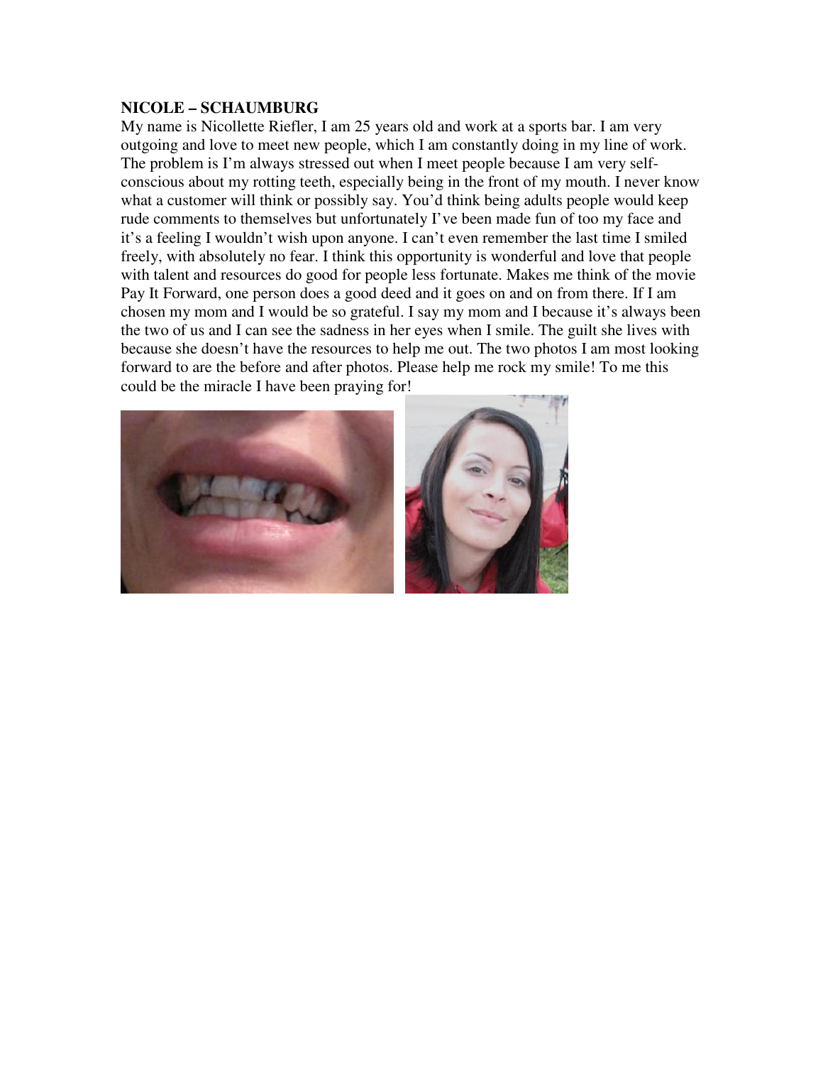**NICOLE – SCHAUMBURG**

My name is Nicollette Riefler, I am 25 years old and work at a sports bar. I am very outgoing and love to meet new people, which I am constantly doing in my line of work. The problem is I'm always stressed out when I meet people because I am very self-conscious about my rotting teeth, especially being in the front of my mouth. I never know what a customer will think or possibly say. You'd think being adults people would keep rude comments to themselves but unfortunately I've been made fun of too my face and it's a feeling I wouldn't wish upon anyone. I can't even remember the last time I smiled freely, with absolutely no fear. I think this opportunity is wonderful and love that people with talent and resources do good for people less fortunate. Makes me think of the movie Pay It Forward, one person does a good deed and it goes on and on from there. If I am chosen my mom and I would be so grateful. I say my mom and I because it's always been the two of us and I can see the sadness in her eyes when I smile. The guilt she lives with because she doesn't have the resources to help me out. The two photos I am most looking forward to are the before and after photos. Please help me rock my smile! To me this could be the miracle I have been praying for!